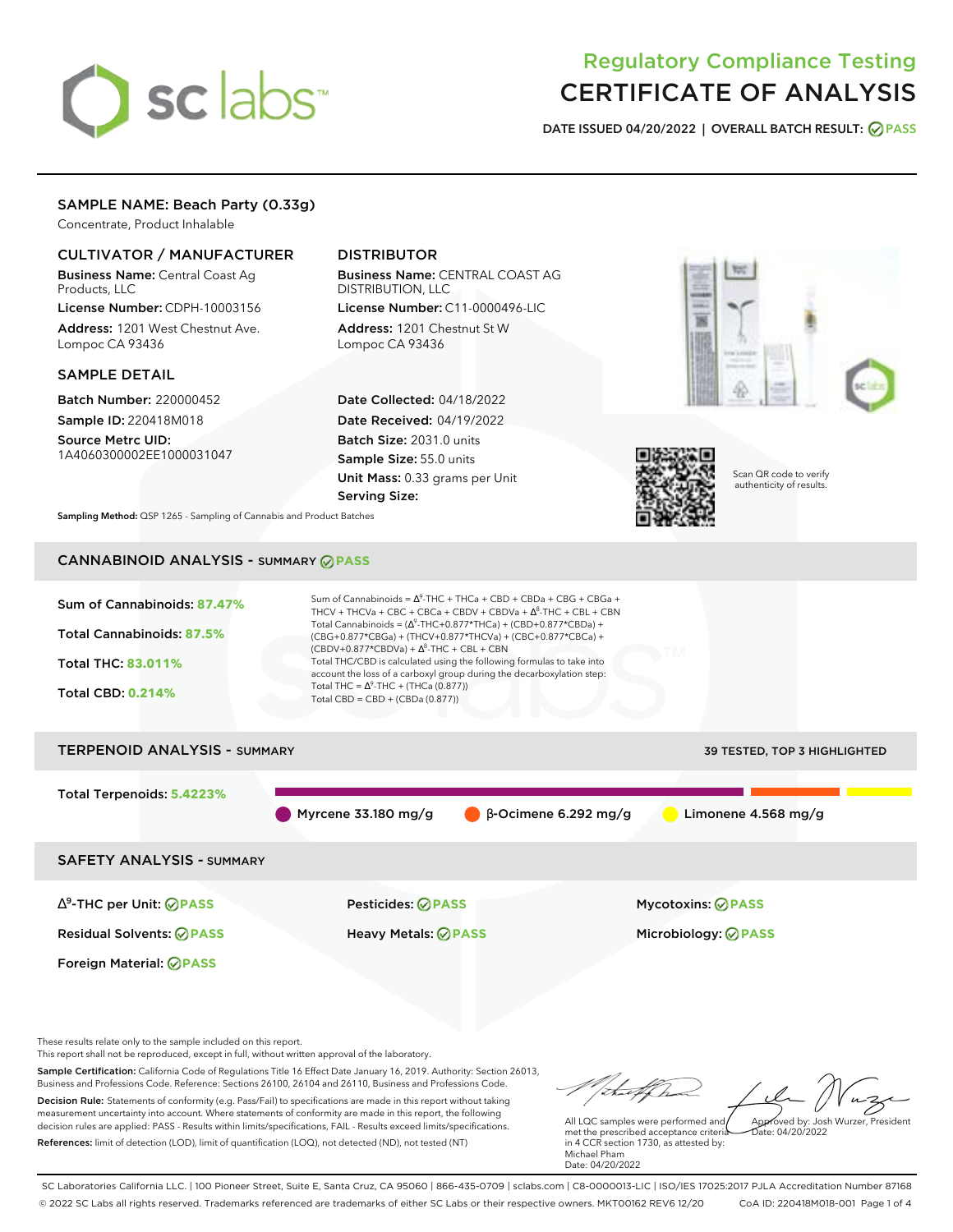# Regulatory Compliance Testing
# CERTIFICATE OF ANALYSIS

**DATE ISSUED 04/20/2022 | OVERALL BATCH RESULT: PASS**

## SAMPLE NAME: Beach Party (0.33g)

Concentrate, Product Inhalable

### CULTIVATOR / MANUFACTURER

**Business Name:** Central Coast Ag Products, LLC

**License Number:** CDPH-10003156

**Address:** 1201 West Chestnut Ave. Lompoc CA 93436

### DISTRIBUTOR

**Business Name:** CENTRAL COAST AG DISTRIBUTION, LLC

**License Number:** C11-0000496-LIC

**Address:** 1201 Chestnut St W Lompoc CA 93436

### SAMPLE DETAIL

**Batch Number:** 220000452

**Sample ID:** 220418M018

**Source Metrc UID:** 1A4060300002EE1000031047

**Date Collected:** 04/18/2022

**Date Received:** 04/19/2022

**Batch Size:** 2031.0 units

**Sample Size:** 55.0 units

**Unit Mass:** 0.33 grams per Unit

**Serving Size:**

Scan QR code to verify authenticity of results.

**Sampling Method:** QSP 1265 - Sampling of Cannabis and Product Batches

## CANNABINOID ANALYSIS - SUMMARY PASS

**Sum of Cannabinoids:** 87.47%

**Total Cannabinoids:** 87.5%

**Total THC:** 83.011%

**Total CBD:** 0.214%

Sum of Cannabinoids = Δ⁹-THC + THCa + CBD + CBDa + CBG + CBGa + THCV + THCVa + CBC + CBCa + CBDV + CBDVa + Δ⁸-THC + CBL + CBN

Total Cannabinoids = (Δ⁹-THC+0.877*THCa) + (CBD+0.877*CBDa) + (CBG+0.877*CBGa) + (THCV+0.877*THCVa) + (CBC+0.877*CBCa) + (CBDV+0.877*CBDVa) + Δ⁸-THC + CBL + CBN

Total THC/CBD is calculated using the following formulas to take into account the loss of a carboxyl group during the decarboxylation step:

Total THC = Δ⁹-THC + (THCa (0.877))

Total CBD = CBD + (CBDa (0.877))

## TERPENOID ANALYSIS - SUMMARY

39 TESTED, TOP 3 HIGHLIGHTED

**Total Terpenoids:** 5.4223%

Myrcene 33.180 mg/g | β-Ocimene 6.292 mg/g | Limonene 4.568 mg/g

## SAFETY ANALYSIS - SUMMARY

| | | |
|---|---|---|
| Δ⁹-THC per Unit: PASS | Pesticides: PASS | Mycotoxins: PASS |
| Residual Solvents: PASS | Heavy Metals: PASS | Microbiology: PASS |
| Foreign Material: PASS | | |

These results relate only to the sample included on this report.
This report shall not be reproduced, except in full, without written approval of the laboratory.

**Sample Certification:** California Code of Regulations Title 16 Effect Date January 16, 2019. Authority: Section 26013, Business and Professions Code. Reference: Sections 26100, 26104 and 26110, Business and Professions Code.

**Decision Rule:** Statements of conformity (e.g. Pass/Fail) to specifications are made in this report without taking measurement uncertainty into account. Where statements of conformity are made in this report, the following decision rules are applied: PASS - Results within limits/specifications, FAIL - Results exceed limits/specifications.

**References:** limit of detection (LOD), limit of quantification (LOQ), not detected (ND), not tested (NT)

All LQC samples were performed and met the prescribed acceptance criteria in 4 CCR section 1730, as attested by: Michael Pham
Date: 04/20/2022

Approved by: Josh Wurzer, President
Date: 04/20/2022

SC Laboratories California LLC. | 100 Pioneer Street, Suite E, Santa Cruz, CA 95060 | 866-435-0709 | sclabs.com | C8-0000013-LIC | ISO/IES 17025:2017 PJLA Accreditation Number 87168
© 2022 SC Labs all rights reserved. Trademarks referenced are trademarks of either SC Labs or their respective owners. MKT00162 REV6 12/20 CoA ID: 220418M018-001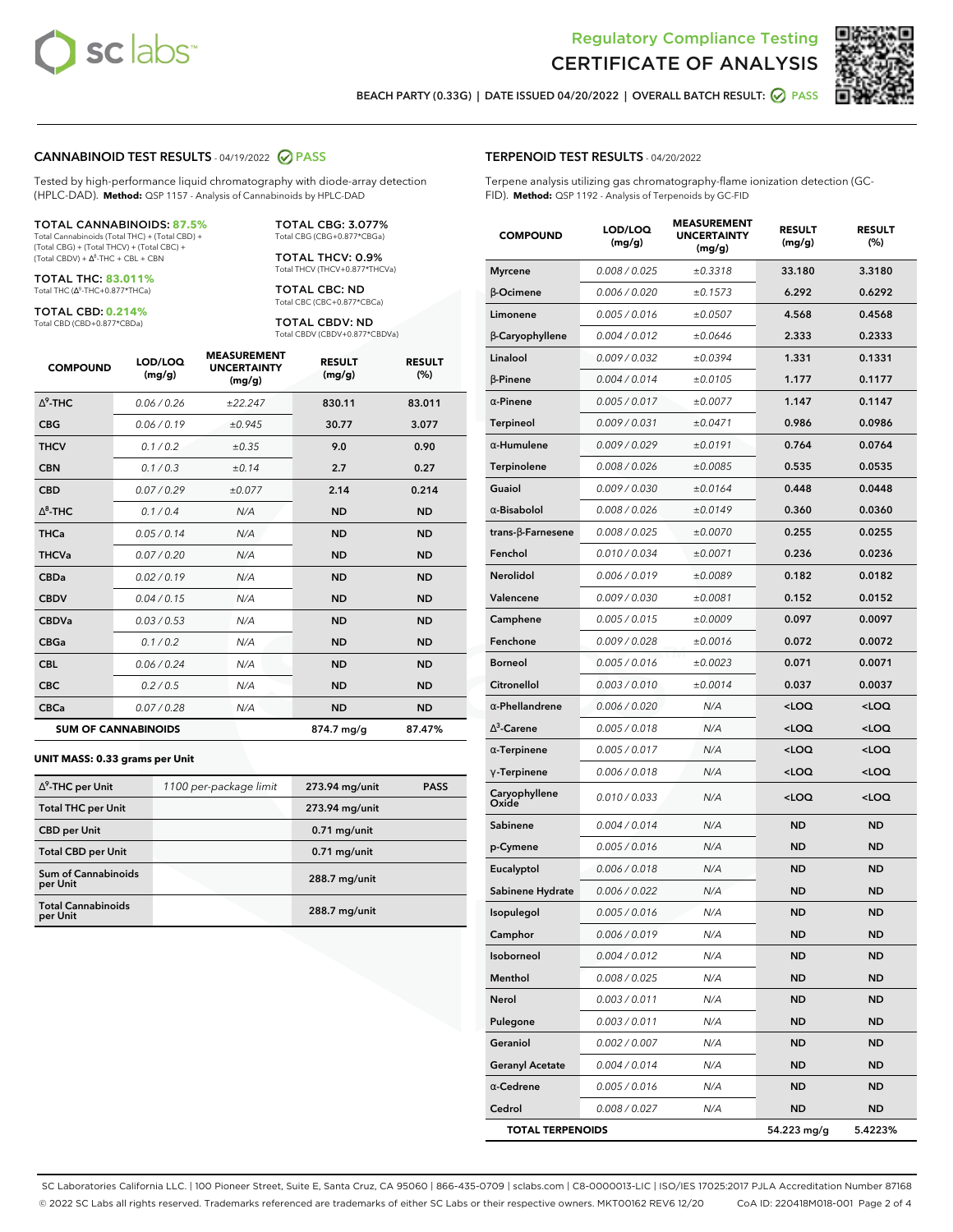Regulatory Compliance Testing
# CERTIFICATE OF ANALYSIS

BEACH PARTY (0.33G) | DATE ISSUED 04/20/2022 | OVERALL BATCH RESULT: PASS

## CANNABINOID TEST RESULTS - 04/19/2022 PASS

Tested by high-performance liquid chromatography with diode-array detection (HPLC-DAD). **Method:** QSP 1157 - Analysis of Cannabinoids by HPLC-DAD

**TOTAL CANNABINOIDS: 87.5%**
Total Cannabinoids (Total THC) + (Total CBD) + (Total CBG) + (Total THCV) + (Total CBC) + (Total CBDV) + Δ8-THC + CBL + CBN

**TOTAL THC: 83.011%**
Total THC (Δ9-THC+0.877*THCa)

**TOTAL CBD: 0.214%**
Total CBD (CBD+0.877*CBDa)

**TOTAL CBG: 3.077%**
Total CBG (CBG+0.877*CBGa)

**TOTAL THCV: 0.9%**
Total THCV (THCV+0.877*THCVa)

**TOTAL CBC: ND**
Total CBC (CBC+0.877*CBCa)

**TOTAL CBDV: ND**
Total CBDV (CBDV+0.877*CBDVa)

| COMPOUND | LOD/LOQ (mg/g) | MEASUREMENT UNCERTAINTY (mg/g) | RESULT (mg/g) | RESULT (%) |
|---|---|---|---|---|
| Δ9-THC | 0.06 / 0.26 | ±22.247 | 830.11 | 83.011 |
| CBG | 0.06 / 0.19 | ±0.945 | 30.77 | 3.077 |
| THCV | 0.1 / 0.2 | ±0.35 | 9.0 | 0.90 |
| CBN | 0.1 / 0.3 | ±0.14 | 2.7 | 0.27 |
| CBD | 0.07 / 0.29 | ±0.077 | 2.14 | 0.214 |
| Δ8-THC | 0.1 / 0.4 | N/A | ND | ND |
| THCa | 0.05 / 0.14 | N/A | ND | ND |
| THCVa | 0.07 / 0.20 | N/A | ND | ND |
| CBDa | 0.02 / 0.19 | N/A | ND | ND |
| CBDV | 0.04 / 0.15 | N/A | ND | ND |
| CBDVa | 0.03 / 0.53 | N/A | ND | ND |
| CBGa | 0.1 / 0.2 | N/A | ND | ND |
| CBL | 0.06 / 0.24 | N/A | ND | ND |
| CBC | 0.2 / 0.5 | N/A | ND | ND |
| CBCa | 0.07 / 0.28 | N/A | ND | ND |
| **SUM OF CANNABINOIDS** | | | 874.7 mg/g | 87.47% |

**UNIT MASS: 0.33 grams per Unit**

| | | | |
|---|---|---|---|
| Δ9-THC per Unit | 1100 per-package limit | 273.94 mg/unit | PASS |
| Total THC per Unit | | 273.94 mg/unit | |
| CBD per Unit | | 0.71 mg/unit | |
| Total CBD per Unit | | 0.71 mg/unit | |
| Sum of Cannabinoids per Unit | | 288.7 mg/unit | |
| Total Cannabinoids per Unit | | 288.7 mg/unit | |

## TERPENOID TEST RESULTS - 04/20/2022

Terpene analysis utilizing gas chromatography-flame ionization detection (GC-FID). **Method:** QSP 1192 - Analysis of Terpenoids by GC-FID

| COMPOUND | LOD/LOQ (mg/g) | MEASUREMENT UNCERTAINTY (mg/g) | RESULT (mg/g) | RESULT (%) |
|---|---|---|---|---|
| Myrcene | 0.008 / 0.025 | ±0.3318 | 33.180 | 3.3180 |
| β-Ocimene | 0.006 / 0.020 | ±0.1573 | 6.292 | 0.6292 |
| Limonene | 0.005 / 0.016 | ±0.0507 | 4.568 | 0.4568 |
| β-Caryophyllene | 0.004 / 0.012 | ±0.0646 | 2.333 | 0.2333 |
| Linalool | 0.009 / 0.032 | ±0.0394 | 1.331 | 0.1331 |
| β-Pinene | 0.004 / 0.014 | ±0.0105 | 1.177 | 0.1177 |
| α-Pinene | 0.005 / 0.017 | ±0.0077 | 1.147 | 0.1147 |
| Terpineol | 0.009 / 0.031 | ±0.0471 | 0.986 | 0.0986 |
| α-Humulene | 0.009 / 0.029 | ±0.0191 | 0.764 | 0.0764 |
| Terpinolene | 0.008 / 0.026 | ±0.0085 | 0.535 | 0.0535 |
| Guaiol | 0.009 / 0.030 | ±0.0164 | 0.448 | 0.0448 |
| α-Bisabolol | 0.008 / 0.026 | ±0.0149 | 0.360 | 0.0360 |
| trans-β-Farnesene | 0.008 / 0.025 | ±0.0070 | 0.255 | 0.0255 |
| Fenchol | 0.010 / 0.034 | ±0.0071 | 0.236 | 0.0236 |
| Nerolidol | 0.006 / 0.019 | ±0.0089 | 0.182 | 0.0182 |
| Valencene | 0.009 / 0.030 | ±0.0081 | 0.152 | 0.0152 |
| Camphene | 0.005 / 0.015 | ±0.0009 | 0.097 | 0.0097 |
| Fenchone | 0.009 / 0.028 | ±0.0016 | 0.072 | 0.0072 |
| Borneol | 0.005 / 0.016 | ±0.0023 | 0.071 | 0.0071 |
| Citronellol | 0.003 / 0.010 | ±0.0014 | 0.037 | 0.0037 |
| α-Phellandrene | 0.006 / 0.020 | N/A | <LOQ | <LOQ |
| Δ3-Carene | 0.005 / 0.018 | N/A | <LOQ | <LOQ |
| α-Terpinene | 0.005 / 0.017 | N/A | <LOQ | <LOQ |
| γ-Terpinene | 0.006 / 0.018 | N/A | <LOQ | <LOQ |
| Caryophyllene Oxide | 0.010 / 0.033 | N/A | <LOQ | <LOQ |
| Sabinene | 0.004 / 0.014 | N/A | ND | ND |
| p-Cymene | 0.005 / 0.016 | N/A | ND | ND |
| Eucalyptol | 0.006 / 0.018 | N/A | ND | ND |
| Sabinene Hydrate | 0.006 / 0.022 | N/A | ND | ND |
| Isopulegol | 0.005 / 0.016 | N/A | ND | ND |
| Camphor | 0.006 / 0.019 | N/A | ND | ND |
| Isoborneol | 0.004 / 0.012 | N/A | ND | ND |
| Menthol | 0.008 / 0.025 | N/A | ND | ND |
| Nerol | 0.003 / 0.011 | N/A | ND | ND |
| Pulegone | 0.003 / 0.011 | N/A | ND | ND |
| Geraniol | 0.002 / 0.007 | N/A | ND | ND |
| Geranyl Acetate | 0.004 / 0.014 | N/A | ND | ND |
| α-Cedrene | 0.005 / 0.016 | N/A | ND | ND |
| Cedrol | 0.008 / 0.027 | N/A | ND | ND |
| **TOTAL TERPENOIDS** | | | 54.223 mg/g | 5.4223% |

SC Laboratories California LLC. | 100 Pioneer Street, Suite E, Santa Cruz, CA 95060 | 866-435-0709 | sclabs.com | C8-0000013-LIC | ISO/IES 17025:2017 PJLA Accreditation Number 87168
© 2022 SC Labs all rights reserved. Trademarks referenced are trademarks of either SC Labs or their respective owners. MKT00162 REV6 12/20 CoA ID: 220418M018-001